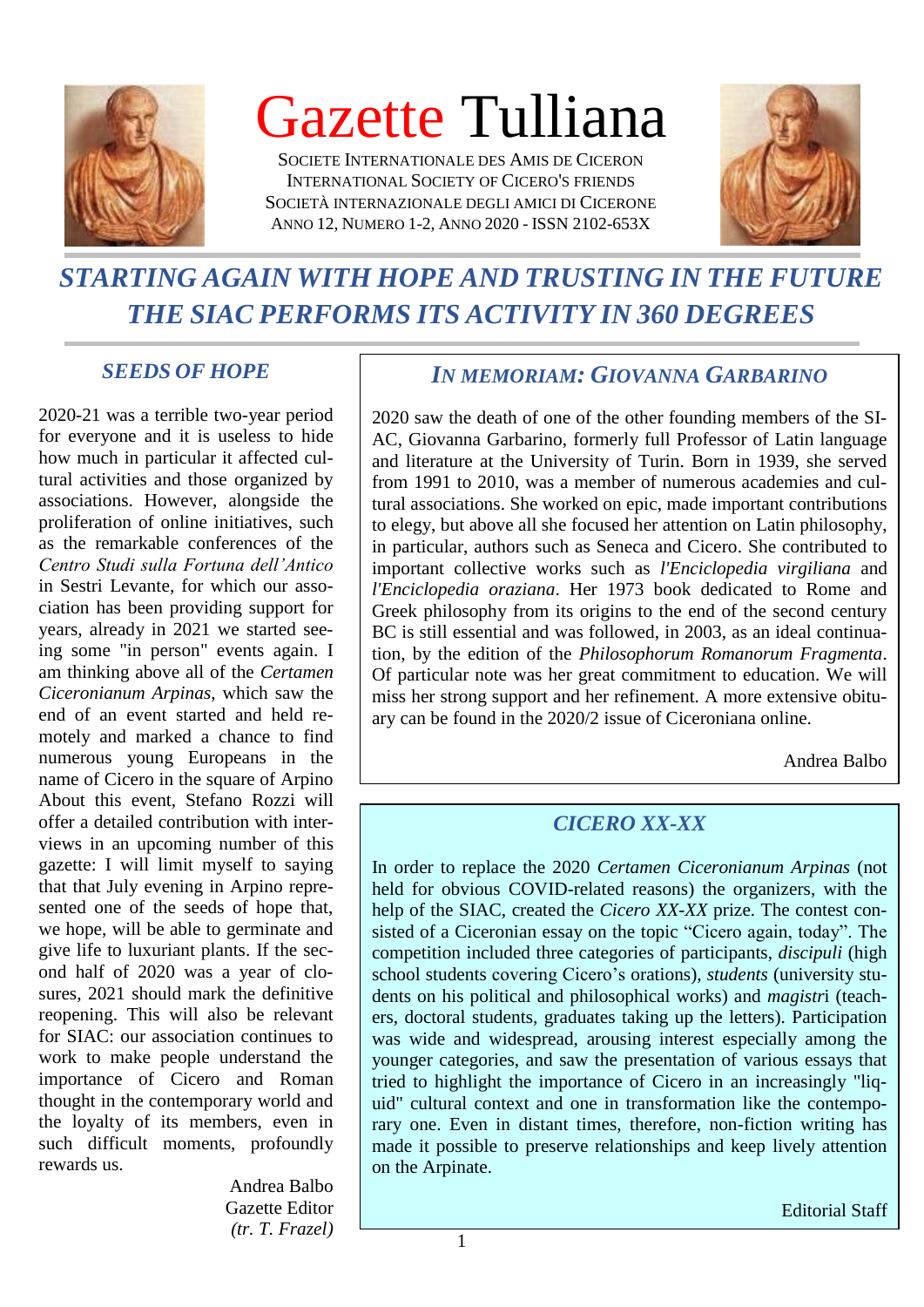# Gazette Tulliana

SOCIETE INTERNATIONALE DES AMIS DE CICERON
INTERNATIONAL SOCIETY OF CICERO'S FRIENDS
SOCIETÀ INTERNAZIONALE DEGLI AMICI DI CICERONE
ANNO 12, NUMERO 1-2, ANNO 2020 - ISSN 2102-653X

## *STARTING AGAIN WITH HOPE AND TRUSTING IN THE FUTURE THE SIAC PERFORMS ITS ACTIVITY IN 360 DEGREES*

### *SEEDS OF HOPE*

2020-21 was a terrible two-year period for everyone and it is useless to hide how much in particular it affected cultural activities and those organized by associations. However, alongside the proliferation of online initiatives, such as the remarkable conferences of the *Centro Studi sulla Fortuna dell'Antico* in Sestri Levante, for which our association has been providing support for years, already in 2021 we started seeing some "in person" events again. I am thinking above all of the *Certamen Ciceronianum Arpinas*, which saw the end of an event started and held remotely and marked a chance to find numerous young Europeans in the name of Cicero in the square of Arpino About this event, Stefano Rozzi will offer a detailed contribution with interviews in an upcoming number of this gazette: I will limit myself to saying that that July evening in Arpino represented one of the seeds of hope that, we hope, will be able to germinate and give life to luxuriant plants. If the second half of 2020 was a year of closures, 2021 should mark the definitive reopening. This will also be relevant for SIAC: our association continues to work to make people understand the importance of Cicero and Roman thought in the contemporary world and the loyalty of its members, even in such difficult moments, profoundly rewards us.

Andrea Balbo
Gazette Editor
*(tr. T. Frazel)*

### *IN MEMORIAM: GIOVANNA GARBARINO*

2020 saw the death of one of the other founding members of the SIAC, Giovanna Garbarino, formerly full Professor of Latin language and literature at the University of Turin. Born in 1939, she served from 1991 to 2010, was a member of numerous academies and cultural associations. She worked on epic, made important contributions to elegy, but above all she focused her attention on Latin philosophy, in particular, authors such as Seneca and Cicero. She contributed to important collective works such as *l'Enciclopedia virgiliana* and *l'Enciclopedia oraziana*. Her 1973 book dedicated to Rome and Greek philosophy from its origins to the end of the second century BC is still essential and was followed, in 2003, as an ideal continuation, by the edition of the *Philosophorum Romanorum Fragmenta*. Of particular note was her great commitment to education. We will miss her strong support and her refinement. A more extensive obituary can be found in the 2020/2 issue of Ciceroniana online.

Andrea Balbo

### *CICERO XX-XX*

In order to replace the 2020 *Certamen Ciceronianum Arpinas* (not held for obvious COVID-related reasons) the organizers, with the help of the SIAC, created the *Cicero XX-XX* prize. The contest consisted of a Ciceronian essay on the topic "Cicero again, today". The competition included three categories of participants, *discipuli* (high school students covering Cicero's orations), *students* (university students on his political and philosophical works) and *magistr*i (teachers, doctoral students, graduates taking up the letters). Participation was wide and widespread, arousing interest especially among the younger categories, and saw the presentation of various essays that tried to highlight the importance of Cicero in an increasingly "liquid" cultural context and one in transformation like the contemporary one. Even in distant times, therefore, non-fiction writing has made it possible to preserve relationships and keep lively attention on the Arpinate.

Editorial Staff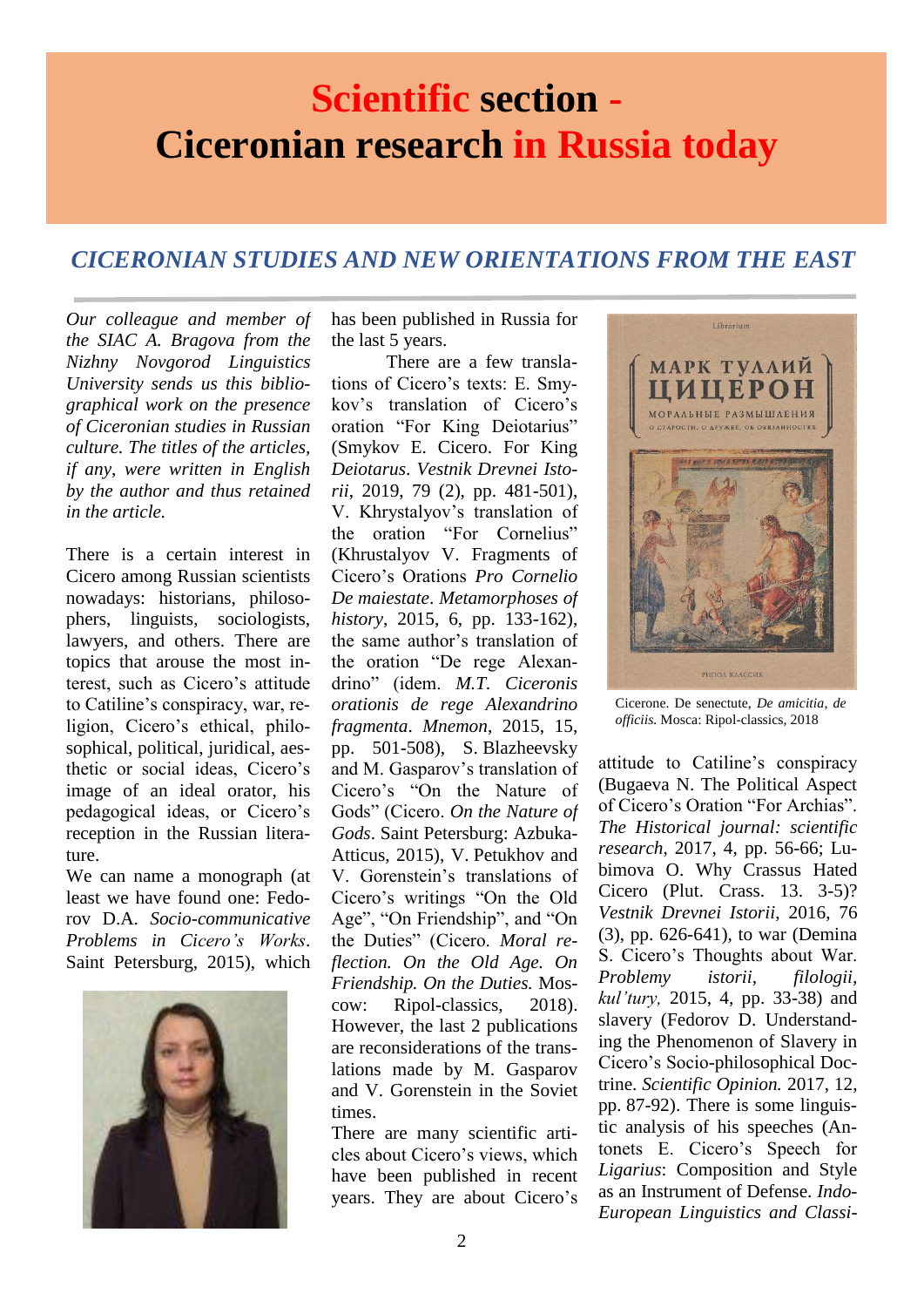# Scientific section - Ciceronian research in Russia today

## CICERONIAN STUDIES AND NEW ORIENTATIONS FROM THE EAST

*Our colleague and member of the SIAC A. Bragova from the Nizhny Novgorod Linguistics University sends us this bibliographical work on the presence of Ciceronian studies in Russian culture. The titles of the articles, if any, were written in English by the author and thus retained in the article.*

There is a certain interest in Cicero among Russian scientists nowadays: historians, philosophers, linguists, sociologists, lawyers, and others. There are topics that arouse the most interest, such as Cicero's attitude to Catiline's conspiracy, war, religion, Cicero's ethical, philosophical, political, juridical, aesthetic or social ideas, Cicero's image of an ideal orator, his pedagogical ideas, or Cicero's reception in the Russian literature.

We can name a monograph (at least we have found one: Fedorov D.A. *Socio-communicative Problems in Cicero's Works*. Saint Petersburg, 2015), which has been published in Russia for the last 5 years.

There are a few translations of Cicero's texts: E. Smykov's translation of Cicero's oration "For King Deiotarius" (Smykov E. Cicero. For King *Deiotarus*. *Vestnik Drevnei Istorii*, 2019, 79 (2), pp. 481-501), V. Khrystalyov's translation of the oration "For Cornelius" (Khrustalyov V. Fragments of Cicero's Orations *Pro Cornelio De maiestate*. *Metamorphoses of history*, 2015, 6, pp. 133-162), the same author's translation of the oration "De rege Alexandrino" (idem. *M.T. Ciceronis orationis de rege Alexandrino fragmenta*. *Mnemon*, 2015, 15, pp. 501-508), S. Blazheevsky and M. Gasparov's translation of Cicero's "On the Nature of Gods" (Cicero. *On the Nature of Gods*. Saint Petersburg: Azbuka-Atticus, 2015), V. Petukhov and V. Gorenstein's translations of Cicero's writings "On the Old Age", "On Friendship", and "On the Duties" (Cicero. *Moral reflection. On the Old Age. On Friendship. On the Duties.* Moscow: Ripol-classics, 2018). However, the last 2 publications are reconsiderations of the translations made by M. Gasparov and V. Gorenstein in the Soviet times.

There are many scientific articles about Cicero's views, which have been published in recent years. They are about Cicero's attitude to Catiline's conspiracy (Bugaeva N. The Political Aspect of Cicero's Oration "For Archias". *The Historical journal: scientific research*, 2017, 4, pp. 56-66; Lubimova O. Why Crassus Hated Cicero (Plut. Crass. 13. 3-5)? *Vestnik Drevnei Istorii*, 2016, 76 (3), pp. 626-641), to war (Demina S. Cicero's Thoughts about War. *Problemy istorii, filologii, kul'tury,* 2015, 4, pp. 33-38) and slavery (Fedorov D. Understanding the Phenomenon of Slavery in Cicero's Socio-philosophical Doctrine. *Scientific Opinion.* 2017, 12, pp. 87-92). There is some linguistic analysis of his speeches (Antonets E. Cicero's Speech for *Ligarius*: Composition and Style as an Instrument of Defense. *Indo-European Linguistics and Classi-*

Cicerone. De senectute, *De amicitia, de officiis.* Mosca: Ripol-classics, 2018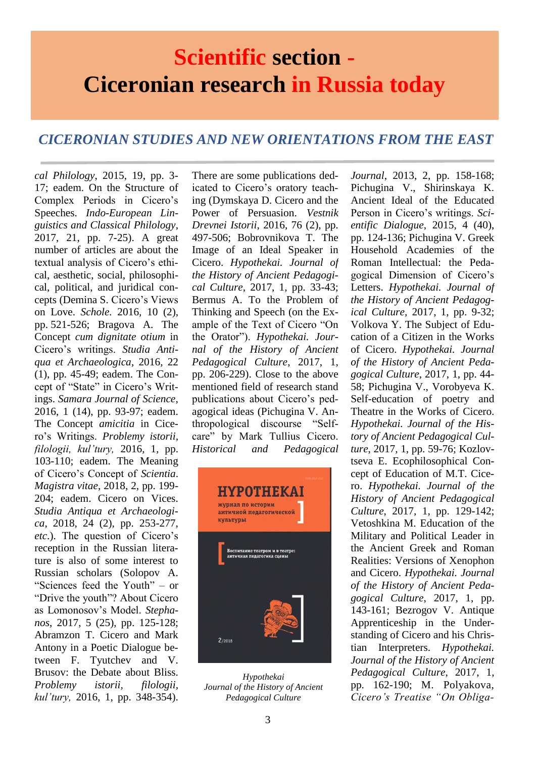# Scientific section - Ciceronian research in Russia today

## *CICERONIAN STUDIES AND NEW ORIENTATIONS FROM THE EAST*

*cal Philology*, 2015, 19, pp. 3-17; eadem. On the Structure of Complex Periods in Cicero's Speeches. *Indo-European Linguistics and Classical Philology*, 2017, 21, pp. 7-25). A great number of articles are about the textual analysis of Cicero's ethical, aesthetic, social, philosophical, political, and juridical concepts (Demina S. Cicero's Views on Love. *Schole.* 2016, 10 (2), pp. 521-526; Bragova A. The Concept *cum dignitate otium* in Cicero's writings. *Studia Antiqua et Archaeologica*, 2016, 22 (1), pp. 45-49; eadem. The Concept of "State" in Cicero's Writings. *Samara Journal of Science*, 2016, 1 (14), pp. 93-97; eadem. The Concept *amicitia* in Cicero's Writings. *Problemy istorii, filologii, kul'tury,* 2016, 1, pp. 103-110; eadem. The Meaning of Cicero's Concept of *Scientia*. *Magistra vitae*, 2018, 2, pp. 199-204; eadem. Cicero on Vices. *Studia Antiqua et Archaeologica*, 2018, 24 (2), pp. 253-277, *etc*.). The question of Cicero's reception in the Russian literature is also of some interest to Russian scholars (Solopov A. "Sciences feed the Youth" – or "Drive the youth"? About Cicero as Lomonosov's Model. *Stephanos*, 2017, 5 (25), pp. 125-128; Abramzon T. Cicero and Mark Antony in a Poetic Dialogue between F. Tyutchev and V. Brusov: the Debate about Bliss. *Problemy istorii, filologii, kul'tury,* 2016, 1, pp. 348-354). There are some publications dedicated to Cicero's oratory teaching (Dymskaya D. Cicero and the Power of Persuasion. *Vestnik Drevnei Istorii*, 2016, 76 (2), pp. 497-506; Bobrovnikova T. The Image of an Ideal Speaker in Cicero. *Hypothekai. Journal of the History of Ancient Pedagogical Culture*, 2017, 1, pp. 33-43; Bermus A. To the Problem of Thinking and Speech (on the Example of the Text of Cicero "On the Orator"). *Hypothekai. Journal of the History of Ancient Pedagogical Culture*, 2017, 1, pp. 206-229). Close to the above mentioned field of research stand publications about Cicero's pedagogical ideas (Pichugina V. Anthropological discourse "Self-care" by Mark Tullius Cicero. *Historical and Pedagogical Journal*, 2013, 2, pp. 158-168; Pichugina V., Shirinskaya K. Ancient Ideal of the Educated Person in Cicero's writings. *Scientific Dialogue*, 2015, 4 (40), pp. 124-136; Pichugina V. Greek Household Academies of the Roman Intellectual: the Pedagogical Dimension of Cicero's Letters. *Hypothekai. Journal of the History of Ancient Pedagogical Culture*, 2017, 1, pp. 9-32; Volkova Y. The Subject of Education of a Citizen in the Works of Cicero. *Hypothekai. Journal of the History of Ancient Pedagogical Culture*, 2017, 1, pp. 44-58; Pichugina V., Vorobyeva K. Self-education of poetry and Theatre in the Works of Cicero. *Hypothekai. Journal of the History of Ancient Pedagogical Culture*, 2017, 1, pp. 59-76; Kozlovtseva E. Ecophilosophical Concept of Education of M.T. Cicero. *Hypothekai. Journal of the History of Ancient Pedagogical Culture*, 2017, 1, pp. 129-142; Vetoshkina M. Education of the Military and Political Leader in the Ancient Greek and Roman Realities: Versions of Xenophon and Cicero. *Hypothekai. Journal of the History of Ancient Pedagogical Culture*, 2017, 1, pp. 143-161; Bezrogov V. Antique Apprenticeship in the Understanding of Cicero and his Christian Interpreters. *Hypothekai. Journal of the History of Ancient Pedagogical Culture*, 2017, 1, pp. 162-190; M. Polyakova, *Cicero's Treatise "On Obliga-*

*Hypothekai*
*Journal of the History of Ancient Pedagogical Culture*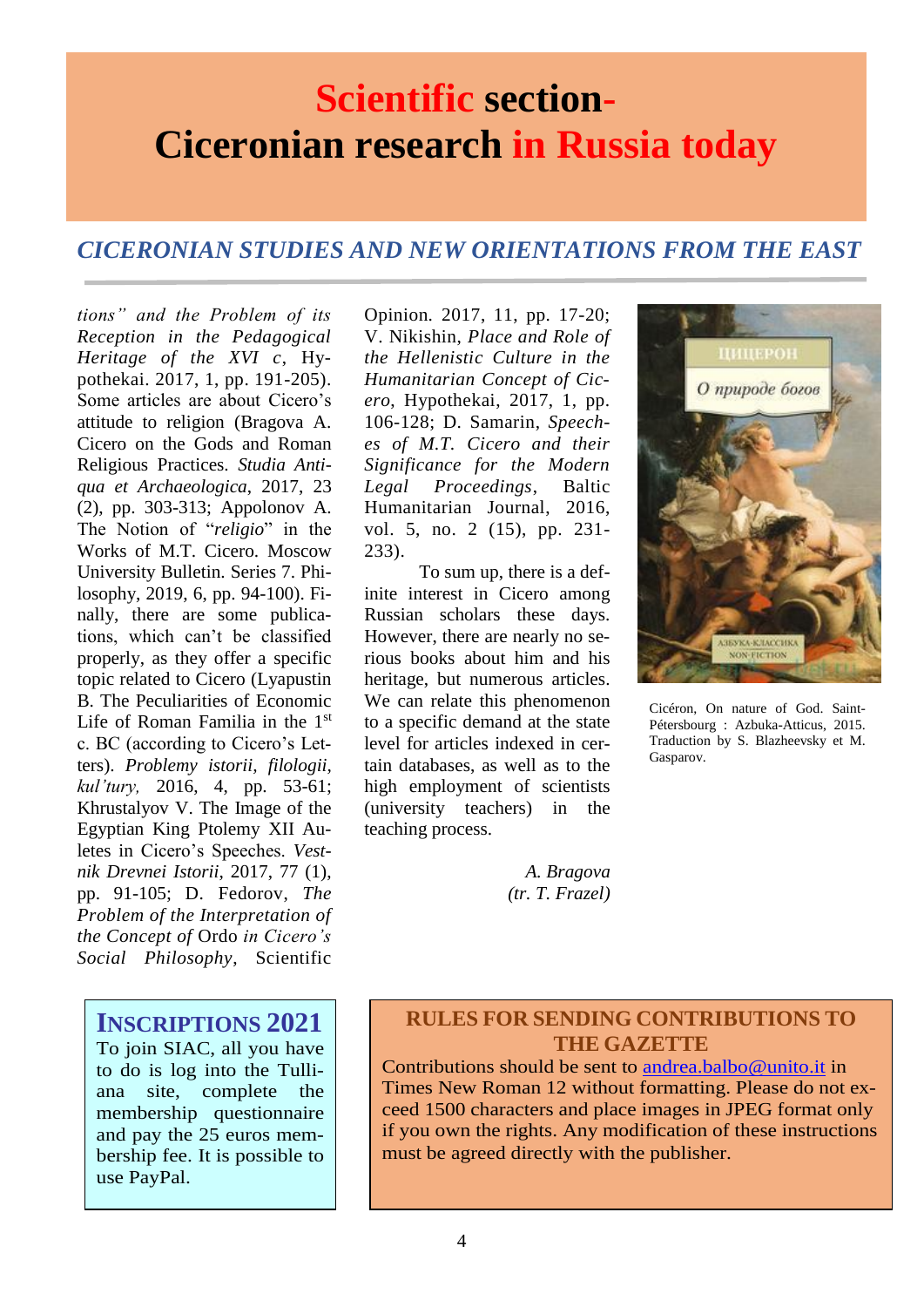# **Scientific section- Ciceronian research in Russia today**

## *CICERONIAN STUDIES AND NEW ORIENTATIONS FROM THE EAST*

*tions" and the Problem of its Reception in the Pedagogical Heritage of the XVI c*, Hypothekai. 2017, 1, pp. 191-205). Some articles are about Cicero's attitude to religion (Bragova A. Cicero on the Gods and Roman Religious Practices. *Studia Antiqua et Archaeologica*, 2017, 23 (2), pp. 303-313; Appolonov A. The Notion of "*religio*" in the Works of M.T. Cicero. Moscow University Bulletin. Series 7. Philosophy, 2019, 6, pp. 94-100). Finally, there are some publications, which can't be classified properly, as they offer a specific topic related to Cicero (Lyapustin B. The Peculiarities of Economic Life of Roman Familia in the 1st c. BC (according to Cicero's Letters). *Problemy istorii, filologii, kul'tury,* 2016, 4, pp. 53-61; Khrustalyov V. The Image of the Egyptian King Ptolemy XII Auletes in Cicero's Speeches. *Vestnik Drevnei Istorii*, 2017, 77 (1), pp. 91-105; D. Fedorov, *The Problem of the Interpretation of the Concept of* Ordo *in Cicero's Social Philosophy*, Scientific Opinion. 2017, 11, pp. 17-20; V. Nikishin, *Place and Role of the Hellenistic Culture in the Humanitarian Concept of Cicero*, Hypothekai, 2017, 1, pp. 106-128; D. Samarin, *Speeches of M.T. Cicero and their Significance for the Modern Legal Proceedings*, Baltic Humanitarian Journal, 2016, vol. 5, no. 2 (15), pp. 231-233).

To sum up, there is a definite interest in Cicero among Russian scholars these days. However, there are nearly no serious books about him and his heritage, but numerous articles. We can relate this phenomenon to a specific demand at the state level for articles indexed in certain databases, as well as to the high employment of scientists (university teachers) in the teaching process.

*A. Bragova*
*(tr. T. Frazel)*

Cicéron, On nature of God. Saint-Pétersbourg : Azbuka-Atticus, 2015. Traduction by S. Blazheevsky et M. Gasparov.

### **INSCRIPTIONS 2021**

To join SIAC, all you have to do is log into the Tulliana site, complete the membership questionnaire and pay the 25 euros membership fee. It is possible to use PayPal.

### **RULES FOR SENDING CONTRIBUTIONS TO THE GAZETTE**

Contributions should be sent to andrea.balbo@unito.it in Times New Roman 12 without formatting. Please do not exceed 1500 characters and place images in JPEG format only if you own the rights. Any modification of these instructions must be agreed directly with the publisher.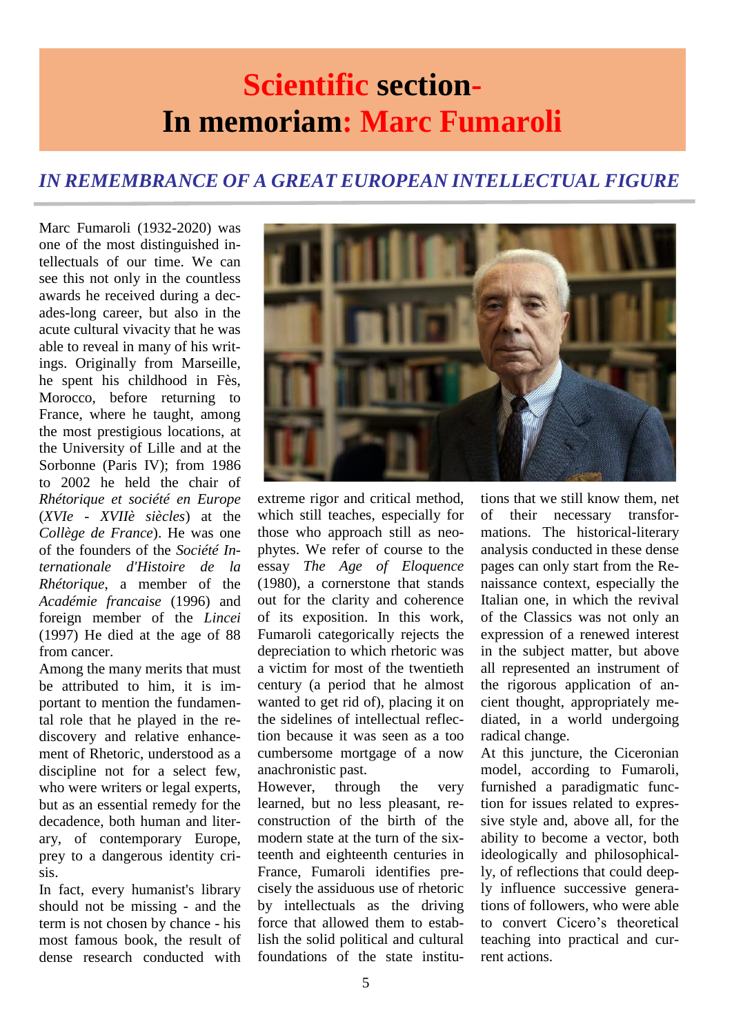# Scientific section- In memoriam: Marc Fumaroli

## *IN REMEMBRANCE OF A GREAT EUROPEAN INTELLECTUAL FIGURE*

Marc Fumaroli (1932-2020) was one of the most distinguished intellectuals of our time. We can see this not only in the countless awards he received during a decades-long career, but also in the acute cultural vivacity that he was able to reveal in many of his writings. Originally from Marseille, he spent his childhood in Fès, Morocco, before returning to France, where he taught, among the most prestigious locations, at the University of Lille and at the Sorbonne (Paris IV); from 1986 to 2002 he held the chair of *Rhétorique et société en Europe* (*XVIe - XVIIè siècles*) at the *Collège de France*). He was one of the founders of the *Société Internationale d'Histoire de la Rhétorique*, a member of the *Académie francaise* (1996) and foreign member of the *Lincei* (1997) He died at the age of 88 from cancer.

Among the many merits that must be attributed to him, it is important to mention the fundamental role that he played in the rediscovery and relative enhancement of Rhetoric, understood as a discipline not for a select few, who were writers or legal experts, but as an essential remedy for the decadence, both human and literary, of contemporary Europe, prey to a dangerous identity crisis.

In fact, every humanist's library should not be missing - and the term is not chosen by chance - his most famous book, the result of dense research conducted with extreme rigor and critical method, which still teaches, especially for those who approach still as neophytes. We refer of course to the essay *The Age of Eloquence* (1980), a cornerstone that stands out for the clarity and coherence of its exposition. In this work, Fumaroli categorically rejects the depreciation to which rhetoric was a victim for most of the twentieth century (a period that he almost wanted to get rid of), placing it on the sidelines of intellectual reflection because it was seen as a too cumbersome mortgage of a now anachronistic past.

However, through the very learned, but no less pleasant, reconstruction of the birth of the modern state at the turn of the sixteenth and eighteenth centuries in France, Fumaroli identifies precisely the assiduous use of rhetoric by intellectuals as the driving force that allowed them to establish the solid political and cultural foundations of the state institutions that we still know them, net of their necessary transformations. The historical-literary analysis conducted in these dense pages can only start from the Renaissance context, especially the Italian one, in which the revival of the Classics was not only an expression of a renewed interest in the subject matter, but above all represented an instrument of the rigorous application of ancient thought, appropriately mediated, in a world undergoing radical change.

At this juncture, the Ciceronian model, according to Fumaroli, furnished a paradigmatic function for issues related to expressive style and, above all, for the ability to become a vector, both ideologically and philosophically, of reflections that could deeply influence successive generations of followers, who were able to convert Cicero's theoretical teaching into practical and current actions.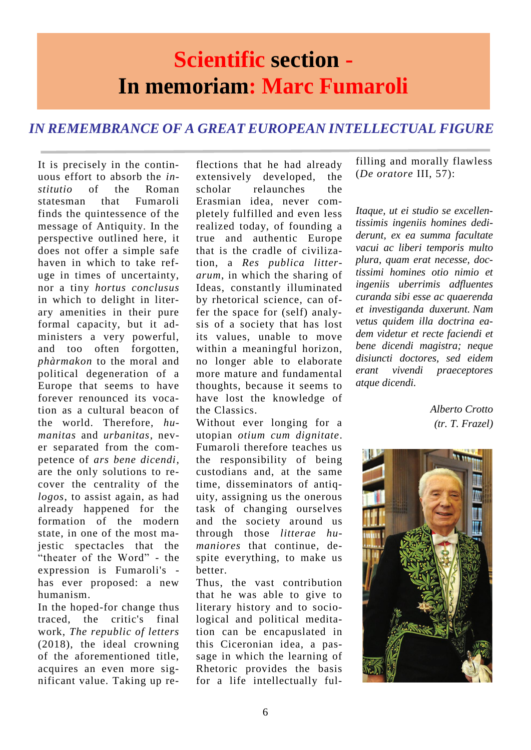# Scientific section - In memoriam: Marc Fumaroli

## *IN REMEMBRANCE OF A GREAT EUROPEAN INTELLECTUAL FIGURE*

It is precisely in the continuous effort to absorb the *institutio* of the Roman statesman that Fumaroli finds the quintessence of the message of Antiquity. In the perspective outlined here, it does not offer a simple safe haven in which to take refuge in times of uncertainty, nor a tiny *hortus conclusus* in which to delight in literary amenities in their pure formal capacity, but it administers a very powerful, and too often forgotten, *phàrmakon* to the moral and political degeneration of a Europe that seems to have forever renounced its vocation as a cultural beacon of the world. Therefore, *humanitas* and *urbanitas*, never separated from the competence of *ars bene dicendi*, are the only solutions to recover the centrality of the *logos*, to assist again, as had already happened for the formation of the modern state, in one of the most majestic spectacles that the "theater of the Word" - the expression is Fumaroli's - has ever proposed: a new humanism.

In the hoped-for change thus traced, the critic's final work, *The republic of letters* (2018), the ideal crowning of the aforementioned title, acquires an even more significant value. Taking up reflections that he had already extensively developed, the scholar relaunches the Erasmian idea, never completely fulfilled and even less realized today, of founding a true and authentic Europe that is the cradle of civilization, a *Res publica litterarum*, in which the sharing of Ideas, constantly illuminated by rhetorical science, can offer the space for (self) analysis of a society that has lost its values, unable to move within a meaningful horizon, no longer able to elaborate more mature and fundamental thoughts, because it seems to have lost the knowledge of the Classics.

Without ever longing for a utopian *otium cum dignitate*. Fumaroli therefore teaches us the responsibility of being custodians and, at the same time, disseminators of antiquity, assigning us the onerous task of changing ourselves and the society around us through those *litterae humaniores* that continue, despite everything, to make us better.

Thus, the vast contribution that he was able to give to literary history and to sociological and political meditation can be encapsulated in this Ciceronian idea, a passage in which the learning of Rhetoric provides the basis for a life intellectually fulfilling and morally flawless (*De oratore* III, 57):

*Itaque, ut ei studio se excellentissimis ingeniis homines dediderunt, ex ea summa facultate vacui ac liberi temporis multo plura, quam erat necesse, doctissimi homines otio nimio et ingeniis uberrimis adfluentes curanda sibi esse ac quaerenda et investiganda duxerunt. Nam vetus quidem illa doctrina eadem videtur et recte faciendi et bene dicendi magistra; neque disiuncti doctores, sed eidem erant vivendi praeceptores atque dicendi.*

*Alberto Crotto*
*(tr. T. Frazel)*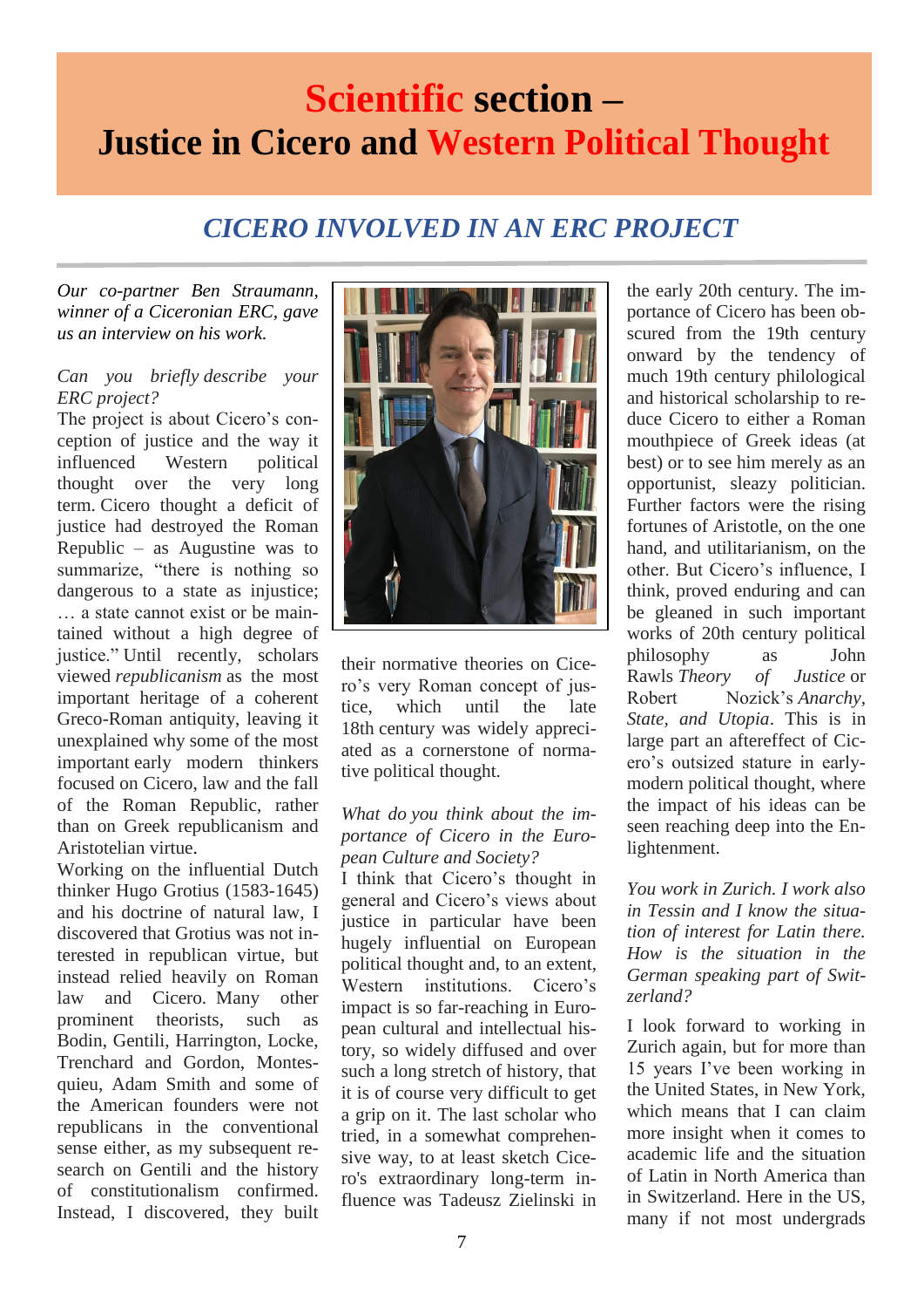# Scientific section – Justice in Cicero and Western Political Thought

## *CICERO INVOLVED IN AN ERC PROJECT*

*Our co-partner Ben Straumann, winner of a Ciceronian ERC, gave us an interview on his work.*

*Can you briefly describe your ERC project?*

The project is about Cicero's conception of justice and the way it influenced Western political thought over the very long term. Cicero thought a deficit of justice had destroyed the Roman Republic – as Augustine was to summarize, "there is nothing so dangerous to a state as injustice; … a state cannot exist or be maintained without a high degree of justice." Until recently, scholars viewed *republicanism* as the most important heritage of a coherent Greco-Roman antiquity, leaving it unexplained why some of the most important early modern thinkers focused on Cicero, law and the fall of the Roman Republic, rather than on Greek republicanism and Aristotelian virtue.

Working on the influential Dutch thinker Hugo Grotius (1583-1645) and his doctrine of natural law, I discovered that Grotius was not interested in republican virtue, but instead relied heavily on Roman law and Cicero. Many other prominent theorists, such as Bodin, Gentili, Harrington, Locke, Trenchard and Gordon, Montesquieu, Adam Smith and some of the American founders were not republicans in the conventional sense either, as my subsequent research on Gentili and the history of constitutionalism confirmed. Instead, I discovered, they built their normative theories on Cicero's very Roman concept of justice, which until the late 18th century was widely appreciated as a cornerstone of normative political thought.

*What do you think about the importance of Cicero in the European Culture and Society?*

I think that Cicero's thought in general and Cicero's views about justice in particular have been hugely influential on European political thought and, to an extent, Western institutions. Cicero's impact is so far-reaching in European cultural and intellectual history, so widely diffused and over such a long stretch of history, that it is of course very difficult to get a grip on it. The last scholar who tried, in a somewhat comprehensive way, to at least sketch Cicero's extraordinary long-term influence was Tadeusz Zielinski in the early 20th century. The importance of Cicero has been obscured from the 19th century onward by the tendency of much 19th century philological and historical scholarship to reduce Cicero to either a Roman mouthpiece of Greek ideas (at best) or to see him merely as an opportunist, sleazy politician. Further factors were the rising fortunes of Aristotle, on the one hand, and utilitarianism, on the other. But Cicero's influence, I think, proved enduring and can be gleaned in such important works of 20th century political philosophy as John Rawls *Theory of Justice* or Robert Nozick's *Anarchy, State, and Utopia*. This is in large part an aftereffect of Cicero's outsized stature in early-modern political thought, where the impact of his ideas can be seen reaching deep into the Enlightenment.

*You work in Zurich. I work also in Tessin and I know the situation of interest for Latin there. How is the situation in the German speaking part of Switzerland?*

I look forward to working in Zurich again, but for more than 15 years I've been working in the United States, in New York, which means that I can claim more insight when it comes to academic life and the situation of Latin in North America than in Switzerland. Here in the US, many if not most undergrads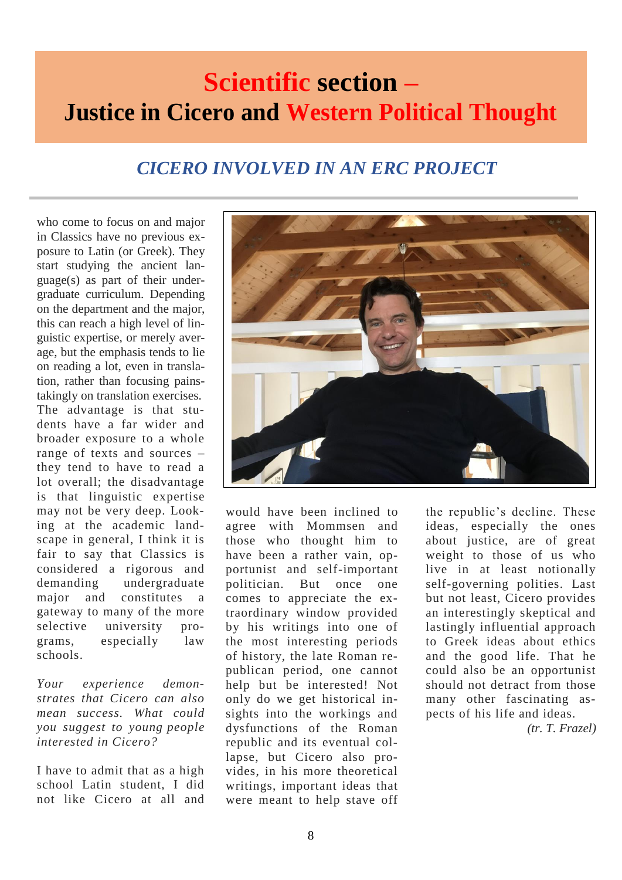# Scientific section – Justice in Cicero and Western Political Thought

## *CICERO INVOLVED IN AN ERC PROJECT*

who come to focus on and major in Classics have no previous exposure to Latin (or Greek). They start studying the ancient language(s) as part of their undergraduate curriculum. Depending on the department and the major, this can reach a high level of linguistic expertise, or merely average, but the emphasis tends to lie on reading a lot, even in translation, rather than focusing painstakingly on translation exercises. The advantage is that students have a far wider and broader exposure to a whole range of texts and sources – they tend to have to read a lot overall; the disadvantage is that linguistic expertise may not be very deep. Looking at the academic landscape in general, I think it is fair to say that Classics is considered a rigorous and demanding undergraduate major and constitutes a gateway to many of the more selective university programs, especially law schools.

*Your experience demonstrates that Cicero can also mean success. What could you suggest to young people interested in Cicero?*

I have to admit that as a high school Latin student, I did not like Cicero at all and would have been inclined to agree with Mommsen and those who thought him to have been a rather vain, opportunist and self-important politician. But once one comes to appreciate the extraordinary window provided by his writings into one of the most interesting periods of history, the late Roman republican period, one cannot help but be interested! Not only do we get historical insights into the workings and dysfunctions of the Roman republic and its eventual collapse, but Cicero also provides, in his more theoretical writings, important ideas that were meant to help stave off the republic's decline. These ideas, especially the ones about justice, are of great weight to those of us who live in at least notionally self-governing polities. Last but not least, Cicero provides an interestingly skeptical and lastingly influential approach to Greek ideas about ethics and the good life. That he could also be an opportunist should not detract from those many other fascinating aspects of his life and ideas.

*(tr. T. Frazel)*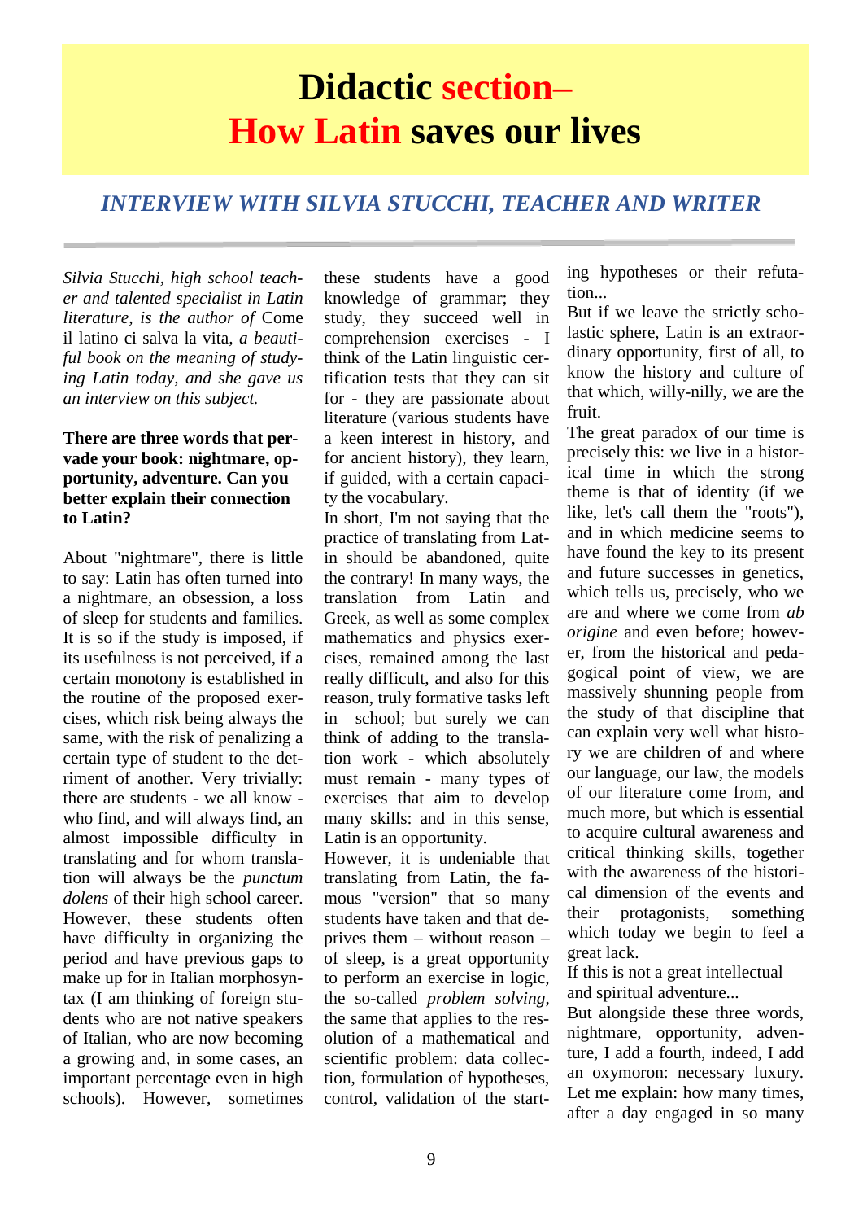# Didactic section– How Latin saves our lives

## *INTERVIEW WITH SILVIA STUCCHI, TEACHER AND WRITER*

*Silvia Stucchi, high school teacher and talented specialist in Latin literature, is the author of* Come il latino ci salva la vita*, a beautiful book on the meaning of studying Latin today, and she gave us an interview on this subject.*

**There are three words that pervade your book: nightmare, opportunity, adventure. Can you better explain their connection to Latin?**

About "nightmare", there is little to say: Latin has often turned into a nightmare, an obsession, a loss of sleep for students and families. It is so if the study is imposed, if its usefulness is not perceived, if a certain monotony is established in the routine of the proposed exercises, which risk being always the same, with the risk of penalizing a certain type of student to the detriment of another. Very trivially: there are students - we all know - who find, and will always find, an almost impossible difficulty in translating and for whom translation will always be the *punctum dolens* of their high school career. However, these students often have difficulty in organizing the period and have previous gaps to make up for in Italian morphosyntax (I am thinking of foreign students who are not native speakers of Italian, who are now becoming a growing and, in some cases, an important percentage even in high schools). However, sometimes these students have a good knowledge of grammar; they study, they succeed well in comprehension exercises - I think of the Latin linguistic certification tests that they can sit for - they are passionate about literature (various students have a keen interest in history, and for ancient history), they learn, if guided, with a certain capacity the vocabulary.

In short, I'm not saying that the practice of translating from Latin should be abandoned, quite the contrary! In many ways, the translation from Latin and Greek, as well as some complex mathematics and physics exercises, remained among the last really difficult, and also for this reason, truly formative tasks left in school; but surely we can think of adding to the translation work - which absolutely must remain - many types of exercises that aim to develop many skills: and in this sense, Latin is an opportunity.

However, it is undeniable that translating from Latin, the famous "version" that so many students have taken and that deprives them – without reason – of sleep, is a great opportunity to perform an exercise in logic, the so-called *problem solving*, the same that applies to the resolution of a mathematical and scientific problem: data collection, formulation of hypotheses, control, validation of the starting hypotheses or their refutation...

But if we leave the strictly scholastic sphere, Latin is an extraordinary opportunity, first of all, to know the history and culture of that which, willy-nilly, we are the fruit.

The great paradox of our time is precisely this: we live in a historical time in which the strong theme is that of identity (if we like, let's call them the "roots"), and in which medicine seems to have found the key to its present and future successes in genetics, which tells us, precisely, who we are and where we come from *ab origine* and even before; however, from the historical and pedagogical point of view, we are massively shunning people from the study of that discipline that can explain very well what history we are children of and where our language, our law, the models of our literature come from, and much more, but which is essential to acquire cultural awareness and critical thinking skills, together with the awareness of the historical dimension of the events and their protagonists, something which today we begin to feel a great lack.

If this is not a great intellectual and spiritual adventure...

But alongside these three words, nightmare, opportunity, adventure, I add a fourth, indeed, I add an oxymoron: necessary luxury. Let me explain: how many times, after a day engaged in so many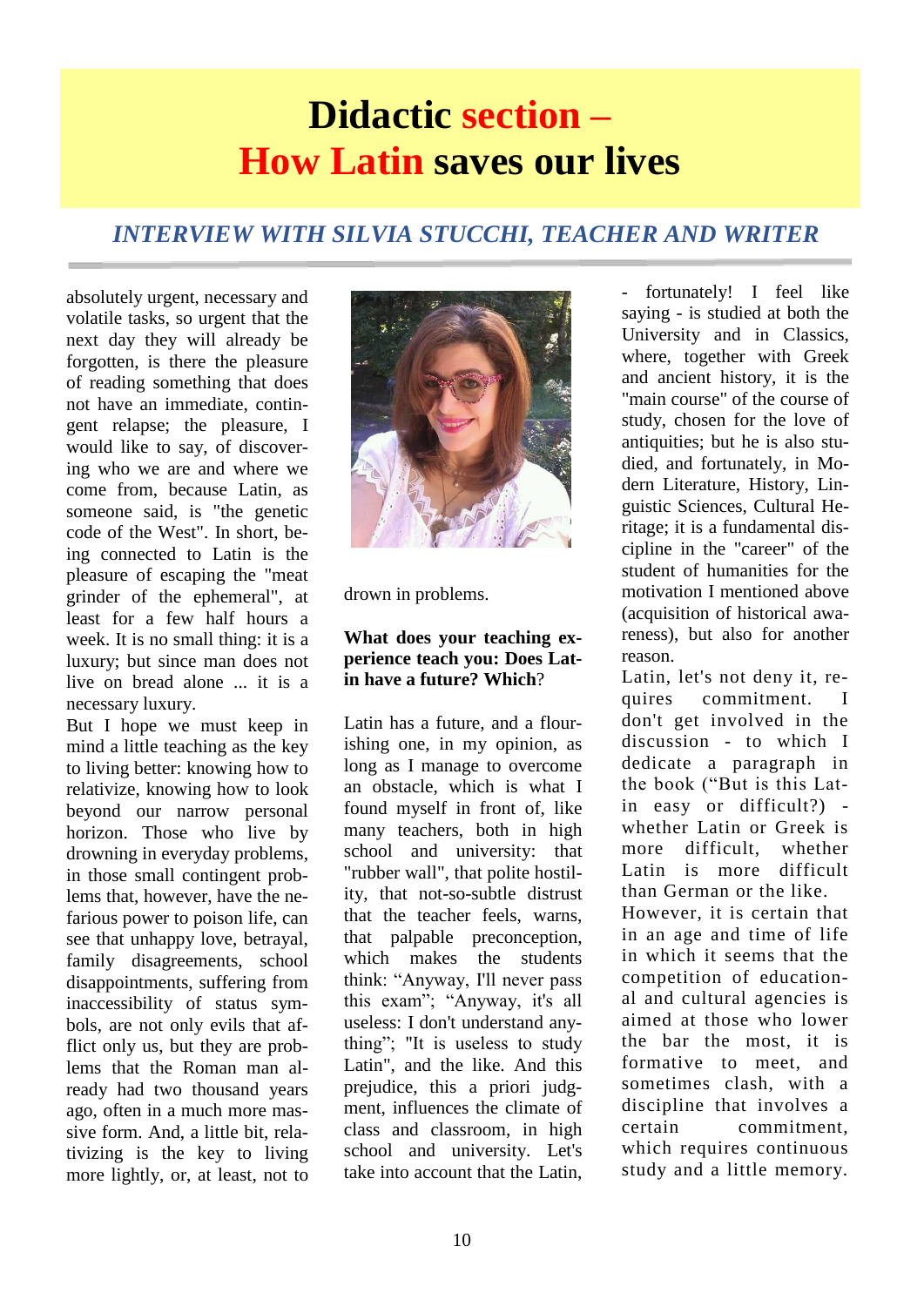# Didactic section – How Latin saves our lives

## *INTERVIEW WITH SILVIA STUCCHI, TEACHER AND WRITER*

absolutely urgent, necessary and volatile tasks, so urgent that the next day they will already be forgotten, is there the pleasure of reading something that does not have an immediate, contingent relapse; the pleasure, I would like to say, of discovering who we are and where we come from, because Latin, as someone said, is "the genetic code of the West". In short, being connected to Latin is the pleasure of escaping the "meat grinder of the ephemeral", at least for a few half hours a week. It is no small thing: it is a luxury; but since man does not live on bread alone ... it is a necessary luxury.

But I hope we must keep in mind a little teaching as the key to living better: knowing how to relativize, knowing how to look beyond our narrow personal horizon. Those who live by drowning in everyday problems, in those small contingent problems that, however, have the nefarious power to poison life, can see that unhappy love, betrayal, family disagreements, school disappointments, suffering from inaccessibility of status symbols, are not only evils that afflict only us, but they are problems that the Roman man already had two thousand years ago, often in a much more massive form. And, a little bit, relativizing is the key to living more lightly, or, at least, not to drown in problems.

**What does your teaching experience teach you: Does Latin have a future? Which?**

Latin has a future, and a flourishing one, in my opinion, as long as I manage to overcome an obstacle, which is what I found myself in front of, like many teachers, both in high school and university: that "rubber wall", that polite hostility, that not-so-subtle distrust that the teacher feels, warns, that palpable preconception, which makes the students think: "Anyway, I'll never pass this exam"; "Anyway, it's all useless: I don't understand anything"; "It is useless to study Latin", and the like. And this prejudice, this a priori judgment, influences the climate of class and classroom, in high school and university. Let's take into account that the Latin, - fortunately! I feel like saying - is studied at both the University and in Classics, where, together with Greek and ancient history, it is the "main course" of the course of study, chosen for the love of antiquities; but he is also studied, and fortunately, in Modern Literature, History, Linguistic Sciences, Cultural Heritage; it is a fundamental discipline in the "career" of the student of humanities for the motivation I mentioned above (acquisition of historical awareness), but also for another reason.

Latin, let's not deny it, requires commitment. I don't get involved in the discussion - to which I dedicate a paragraph in the book ("But is this Latin easy or difficult?) - whether Latin or Greek is more difficult, whether Latin is more difficult than German or the like.

However, it is certain that in an age and time of life in which it seems that the competition of educational and cultural agencies is aimed at those who lower the bar the most, it is formative to meet, and sometimes clash, with a discipline that involves a certain commitment, which requires continuous study and a little memory.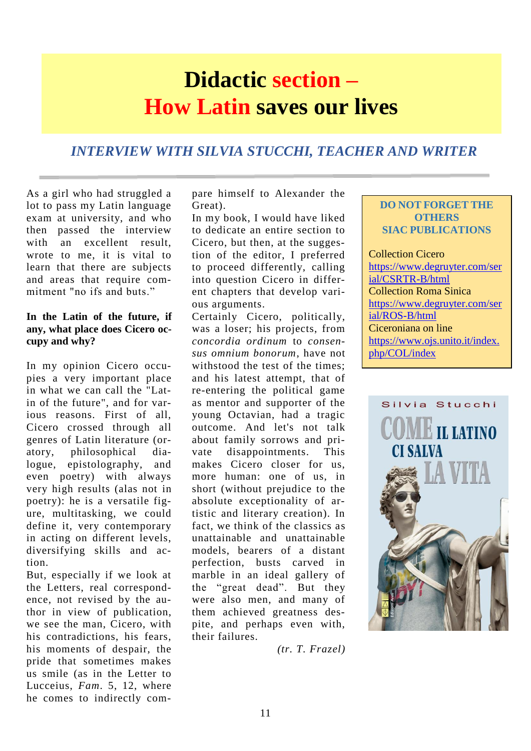# Didactic section – How Latin saves our lives

## *INTERVIEW WITH SILVIA STUCCHI, TEACHER AND WRITER*

As a girl who had struggled a lot to pass my Latin language exam at university, and who then passed the interview with an excellent result, wrote to me, it is vital to learn that there are subjects and areas that require commitment "no ifs and buts."

**In the Latin of the future, if any, what place does Cicero occupy and why?**

In my opinion Cicero occupies a very important place in what we can call the "Latin of the future", and for various reasons. First of all, Cicero crossed through all genres of Latin literature (oratory, philosophical dialogue, epistolography, and even poetry) with always very high results (alas not in poetry): he is a versatile figure, multitasking, we could define it, very contemporary in acting on different levels, diversifying skills and action.

But, especially if we look at the Letters, real correspondence, not revised by the author in view of publication, we see the man, Cicero, with his contradictions, his fears, his moments of despair, the pride that sometimes makes us smile (as in the Letter to Lucceius, *Fam*. 5, 12, where he comes to indirectly compare himself to Alexander the Great).

In my book, I would have liked to dedicate an entire section to Cicero, but then, at the suggestion of the editor, I preferred to proceed differently, calling into question Cicero in different chapters that develop various arguments.

Certainly Cicero, politically, was a loser; his projects, from *concordia ordinum* to *consensus omnium bonorum*, have not withstood the test of the times; and his latest attempt, that of re-entering the political game as mentor and supporter of the young Octavian, had a tragic outcome. And let's not talk about family sorrows and private disappointments. This makes Cicero closer for us, more human: one of us, in short (without prejudice to the absolute exceptionality of artistic and literary creation). In fact, we think of the classics as unattainable and unattainable models, bearers of a distant perfection, busts carved in marble in an ideal gallery of the "great dead". But they were also men, and many of them achieved greatness despite, and perhaps even with, their failures.

*(tr. T. Frazel)*

---

**DO NOT FORGET THE OTHERS SIAC PUBLICATIONS**

Collection Cicero
https://www.degruyter.com/serial/CSRTR-B/html
Collection Roma Sinica
https://www.degruyter.com/serial/ROS-B/html
Ciceroniana on line
https://www.ojs.unito.it/index.php/COL/index

---

Silvia Stucchi

COME IL LATINO CI SALVA LA VITA